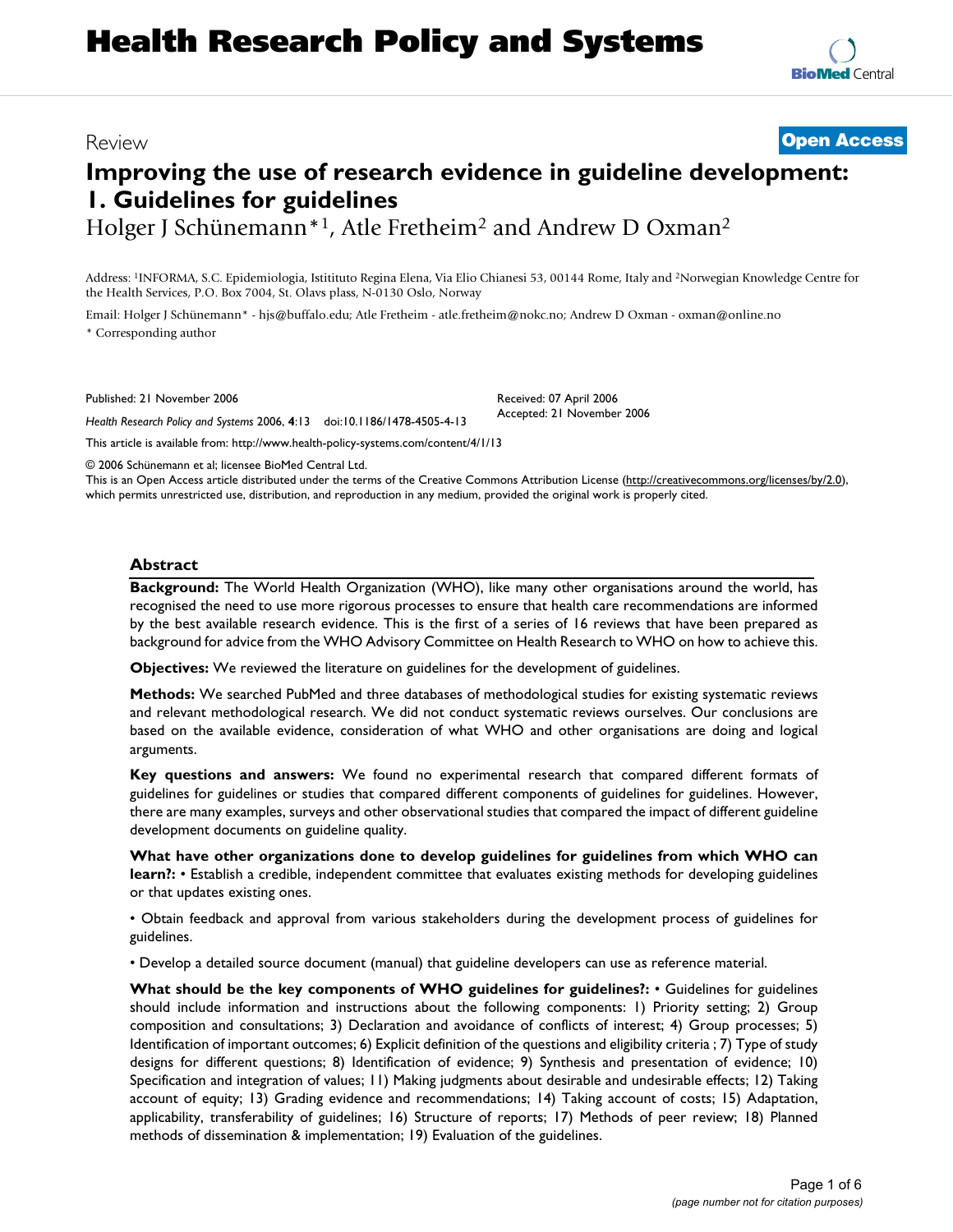# Health Research Policy and Systems

Review

**Open Access**

# Improving the use of research evidence in guideline development: 1. Guidelines for guidelines

Holger J Schünemann*[1], Atle Fretheim[2] and Andrew D Oxman[2]

Address: [1]INFORMA, S.C. Epidemiologia, Istitituto Regina Elena, Via Elio Chianesi 53, 00144 Rome, Italy and [2]Norwegian Knowledge Centre for the Health Services, P.O. Box 7004, St. Olavs plass, N-0130 Oslo, Norway

Email: Holger J Schünemann* - hjs@buffalo.edu; Atle Fretheim - atle.fretheim@nokc.no; Andrew D Oxman - oxman@online.no

\* Corresponding author

Published: 21 November 2006

Received: 07 April 2006

Accepted: 21 November 2006

*Health Research Policy and Systems* 2006, **4**:13 doi:10.1186/1478-4505-4-13

This article is available from: http://www.health-policy-systems.com/content/4/1/13

© 2006 Schünemann et al; licensee BioMed Central Ltd.

This is an Open Access article distributed under the terms of the Creative Commons Attribution License (http://creativecommons.org/licenses/by/2.0), which permits unrestricted use, distribution, and reproduction in any medium, provided the original work is properly cited.

## Abstract

**Background:** The World Health Organization (WHO), like many other organisations around the world, has recognised the need to use more rigorous processes to ensure that health care recommendations are informed by the best available research evidence. This is the first of a series of 16 reviews that have been prepared as background for advice from the WHO Advisory Committee on Health Research to WHO on how to achieve this.

**Objectives:** We reviewed the literature on guidelines for the development of guidelines.

**Methods:** We searched PubMed and three databases of methodological studies for existing systematic reviews and relevant methodological research. We did not conduct systematic reviews ourselves. Our conclusions are based on the available evidence, consideration of what WHO and other organisations are doing and logical arguments.

**Key questions and answers:** We found no experimental research that compared different formats of guidelines for guidelines or studies that compared different components of guidelines for guidelines. However, there are many examples, surveys and other observational studies that compared the impact of different guideline development documents on guideline quality.

**What have other organizations done to develop guidelines for guidelines from which WHO can learn?:** • Establish a credible, independent committee that evaluates existing methods for developing guidelines or that updates existing ones.

• Obtain feedback and approval from various stakeholders during the development process of guidelines for guidelines.

• Develop a detailed source document (manual) that guideline developers can use as reference material.

**What should be the key components of WHO guidelines for guidelines?:** • Guidelines for guidelines should include information and instructions about the following components: 1) Priority setting; 2) Group composition and consultations; 3) Declaration and avoidance of conflicts of interest; 4) Group processes; 5) Identification of important outcomes; 6) Explicit definition of the questions and eligibility criteria ; 7) Type of study designs for different questions; 8) Identification of evidence; 9) Synthesis and presentation of evidence; 10) Specification and integration of values; 11) Making judgments about desirable and undesirable effects; 12) Taking account of equity; 13) Grading evidence and recommendations; 14) Taking account of costs; 15) Adaptation, applicability, transferability of guidelines; 16) Structure of reports; 17) Methods of peer review; 18) Planned methods of dissemination & implementation; 19) Evaluation of the guidelines.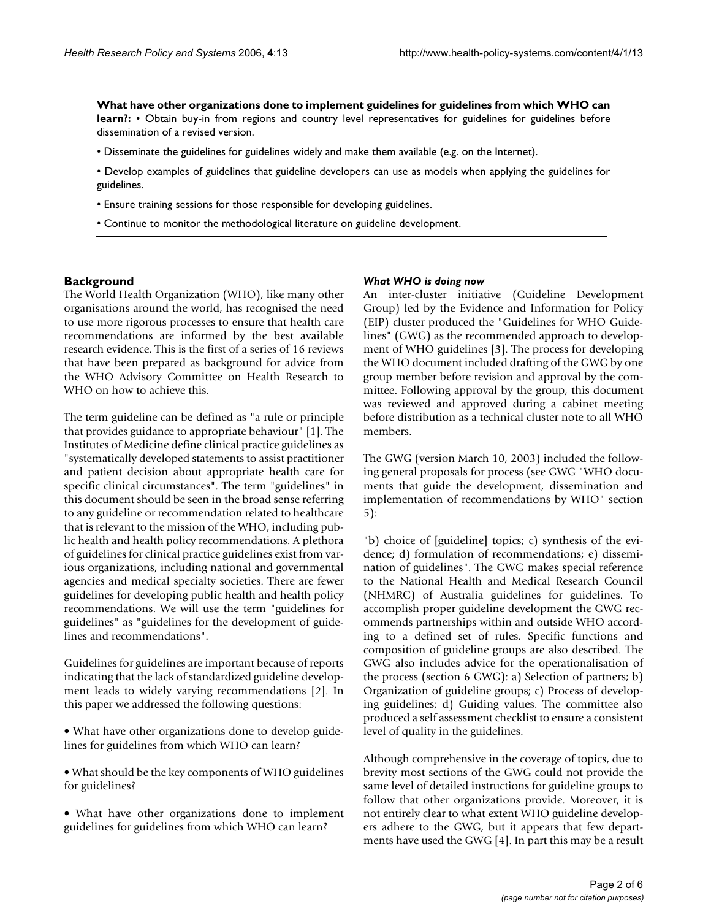**What have other organizations done to implement guidelines for guidelines from which WHO can learn?:** • Obtain buy-in from regions and country level representatives for guidelines for guidelines before dissemination of a revised version.

• Disseminate the guidelines for guidelines widely and make them available (e.g. on the Internet).

• Develop examples of guidelines that guideline developers can use as models when applying the guidelines for guidelines.

• Ensure training sessions for those responsible for developing guidelines.

• Continue to monitor the methodological literature on guideline development.

## Background

The World Health Organization (WHO), like many other organisations around the world, has recognised the need to use more rigorous processes to ensure that health care recommendations are informed by the best available research evidence. This is the first of a series of 16 reviews that have been prepared as background for advice from the WHO Advisory Committee on Health Research to WHO on how to achieve this.

The term guideline can be defined as "a rule or principle that provides guidance to appropriate behaviour" [1]. The Institutes of Medicine define clinical practice guidelines as "systematically developed statements to assist practitioner and patient decision about appropriate health care for specific clinical circumstances". The term "guidelines" in this document should be seen in the broad sense referring to any guideline or recommendation related to healthcare that is relevant to the mission of the WHO, including public health and health policy recommendations. A plethora of guidelines for clinical practice guidelines exist from various organizations, including national and governmental agencies and medical specialty societies. There are fewer guidelines for developing public health and health policy recommendations. We will use the term "guidelines for guidelines" as "guidelines for the development of guidelines and recommendations".

Guidelines for guidelines are important because of reports indicating that the lack of standardized guideline development leads to widely varying recommendations [2]. In this paper we addressed the following questions:

• What have other organizations done to develop guidelines for guidelines from which WHO can learn?

• What should be the key components of WHO guidelines for guidelines?

• What have other organizations done to implement guidelines for guidelines from which WHO can learn?

### *What WHO is doing now*

An inter-cluster initiative (Guideline Development Group) led by the Evidence and Information for Policy (EIP) cluster produced the "Guidelines for WHO Guidelines" (GWG) as the recommended approach to development of WHO guidelines [3]. The process for developing the WHO document included drafting of the GWG by one group member before revision and approval by the committee. Following approval by the group, this document was reviewed and approved during a cabinet meeting before distribution as a technical cluster note to all WHO members.

The GWG (version March 10, 2003) included the following general proposals for process (see GWG "WHO documents that guide the development, dissemination and implementation of recommendations by WHO" section 5):

"b) choice of [guideline] topics; c) synthesis of the evidence; d) formulation of recommendations; e) dissemination of guidelines". The GWG makes special reference to the National Health and Medical Research Council (NHMRC) of Australia guidelines for guidelines. To accomplish proper guideline development the GWG recommends partnerships within and outside WHO according to a defined set of rules. Specific functions and composition of guideline groups are also described. The GWG also includes advice for the operationalisation of the process (section 6 GWG): a) Selection of partners; b) Organization of guideline groups; c) Process of developing guidelines; d) Guiding values. The committee also produced a self assessment checklist to ensure a consistent level of quality in the guidelines.

Although comprehensive in the coverage of topics, due to brevity most sections of the GWG could not provide the same level of detailed instructions for guideline groups to follow that other organizations provide. Moreover, it is not entirely clear to what extent WHO guideline developers adhere to the GWG, but it appears that few departments have used the GWG [4]. In part this may be a result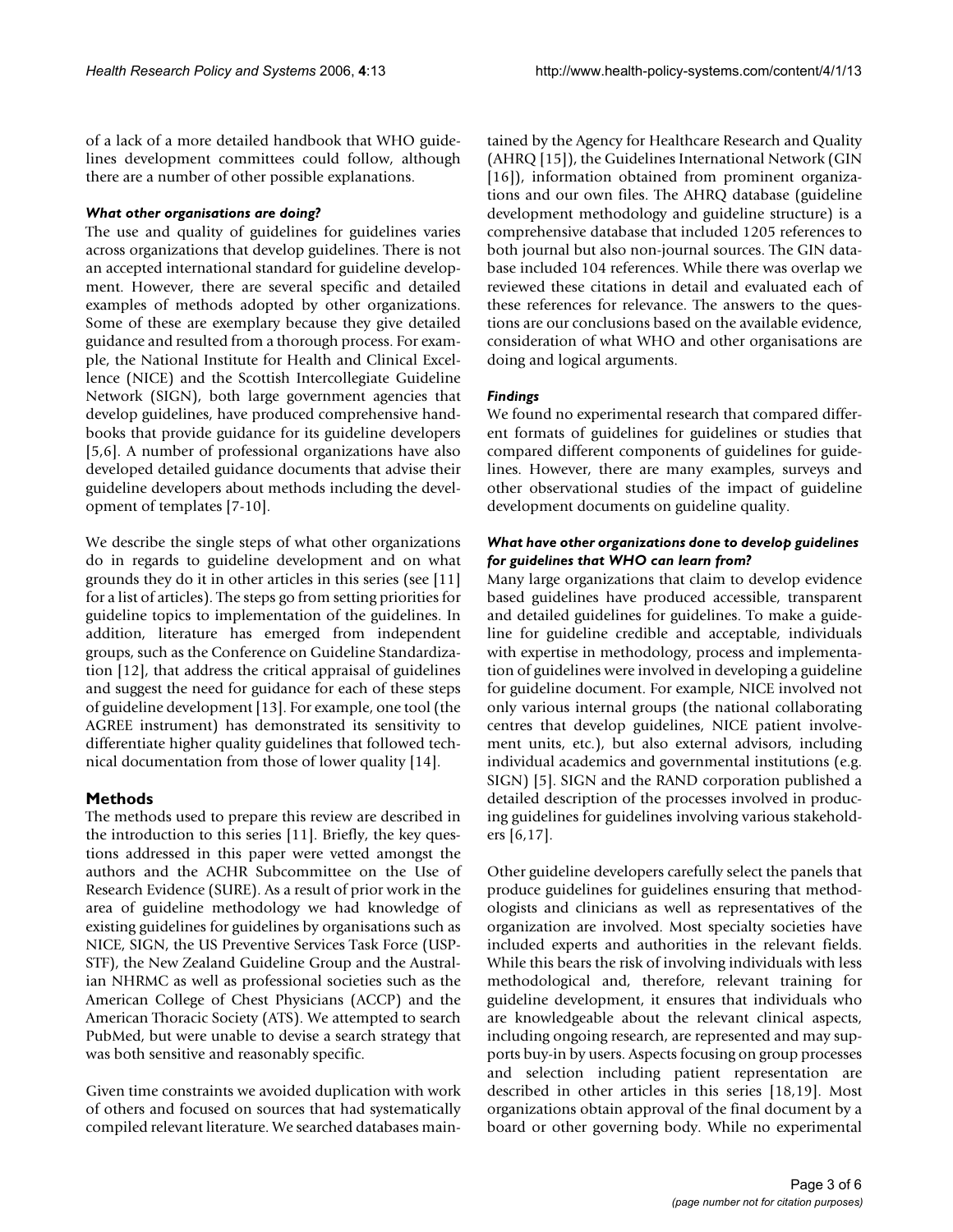of a lack of a more detailed handbook that WHO guidelines development committees could follow, although there are a number of other possible explanations.

### *What other organisations are doing?*

The use and quality of guidelines for guidelines varies across organizations that develop guidelines. There is not an accepted international standard for guideline development. However, there are several specific and detailed examples of methods adopted by other organizations. Some of these are exemplary because they give detailed guidance and resulted from a thorough process. For example, the National Institute for Health and Clinical Excellence (NICE) and the Scottish Intercollegiate Guideline Network (SIGN), both large government agencies that develop guidelines, have produced comprehensive handbooks that provide guidance for its guideline developers [5,6]. A number of professional organizations have also developed detailed guidance documents that advise their guideline developers about methods including the development of templates [7-10].

We describe the single steps of what other organizations do in regards to guideline development and on what grounds they do it in other articles in this series (see [11] for a list of articles). The steps go from setting priorities for guideline topics to implementation of the guidelines. In addition, literature has emerged from independent groups, such as the Conference on Guideline Standardization [12], that address the critical appraisal of guidelines and suggest the need for guidance for each of these steps of guideline development [13]. For example, one tool (the AGREE instrument) has demonstrated its sensitivity to differentiate higher quality guidelines that followed technical documentation from those of lower quality [14].

## Methods

The methods used to prepare this review are described in the introduction to this series [11]. Briefly, the key questions addressed in this paper were vetted amongst the authors and the ACHR Subcommittee on the Use of Research Evidence (SURE). As a result of prior work in the area of guideline methodology we had knowledge of existing guidelines for guidelines by organisations such as NICE, SIGN, the US Preventive Services Task Force (USPSTF), the New Zealand Guideline Group and the Australian NHRMC as well as professional societies such as the American College of Chest Physicians (ACCP) and the American Thoracic Society (ATS). We attempted to search PubMed, but were unable to devise a search strategy that was both sensitive and reasonably specific.

Given time constraints we avoided duplication with work of others and focused on sources that had systematically compiled relevant literature. We searched databases maintained by the Agency for Healthcare Research and Quality (AHRQ [15]), the Guidelines International Network (GIN [16]), information obtained from prominent organizations and our own files. The AHRQ database (guideline development methodology and guideline structure) is a comprehensive database that included 1205 references to both journal but also non-journal sources. The GIN database included 104 references. While there was overlap we reviewed these citations in detail and evaluated each of these references for relevance. The answers to the questions are our conclusions based on the available evidence, consideration of what WHO and other organisations are doing and logical arguments.

### *Findings*

We found no experimental research that compared different formats of guidelines for guidelines or studies that compared different components of guidelines for guidelines. However, there are many examples, surveys and other observational studies of the impact of guideline development documents on guideline quality.

### *What have other organizations done to develop guidelines for guidelines that WHO can learn from?*

Many large organizations that claim to develop evidence based guidelines have produced accessible, transparent and detailed guidelines for guidelines. To make a guideline for guideline credible and acceptable, individuals with expertise in methodology, process and implementation of guidelines were involved in developing a guideline for guideline document. For example, NICE involved not only various internal groups (the national collaborating centres that develop guidelines, NICE patient involvement units, etc.), but also external advisors, including individual academics and governmental institutions (e.g. SIGN) [5]. SIGN and the RAND corporation published a detailed description of the processes involved in producing guidelines for guidelines involving various stakeholders [6,17].

Other guideline developers carefully select the panels that produce guidelines for guidelines ensuring that methodologists and clinicians as well as representatives of the organization are involved. Most specialty societies have included experts and authorities in the relevant fields. While this bears the risk of involving individuals with less methodological and, therefore, relevant training for guideline development, it ensures that individuals who are knowledgeable about the relevant clinical aspects, including ongoing research, are represented and may supports buy-in by users. Aspects focusing on group processes and selection including patient representation are described in other articles in this series [18,19]. Most organizations obtain approval of the final document by a board or other governing body. While no experimental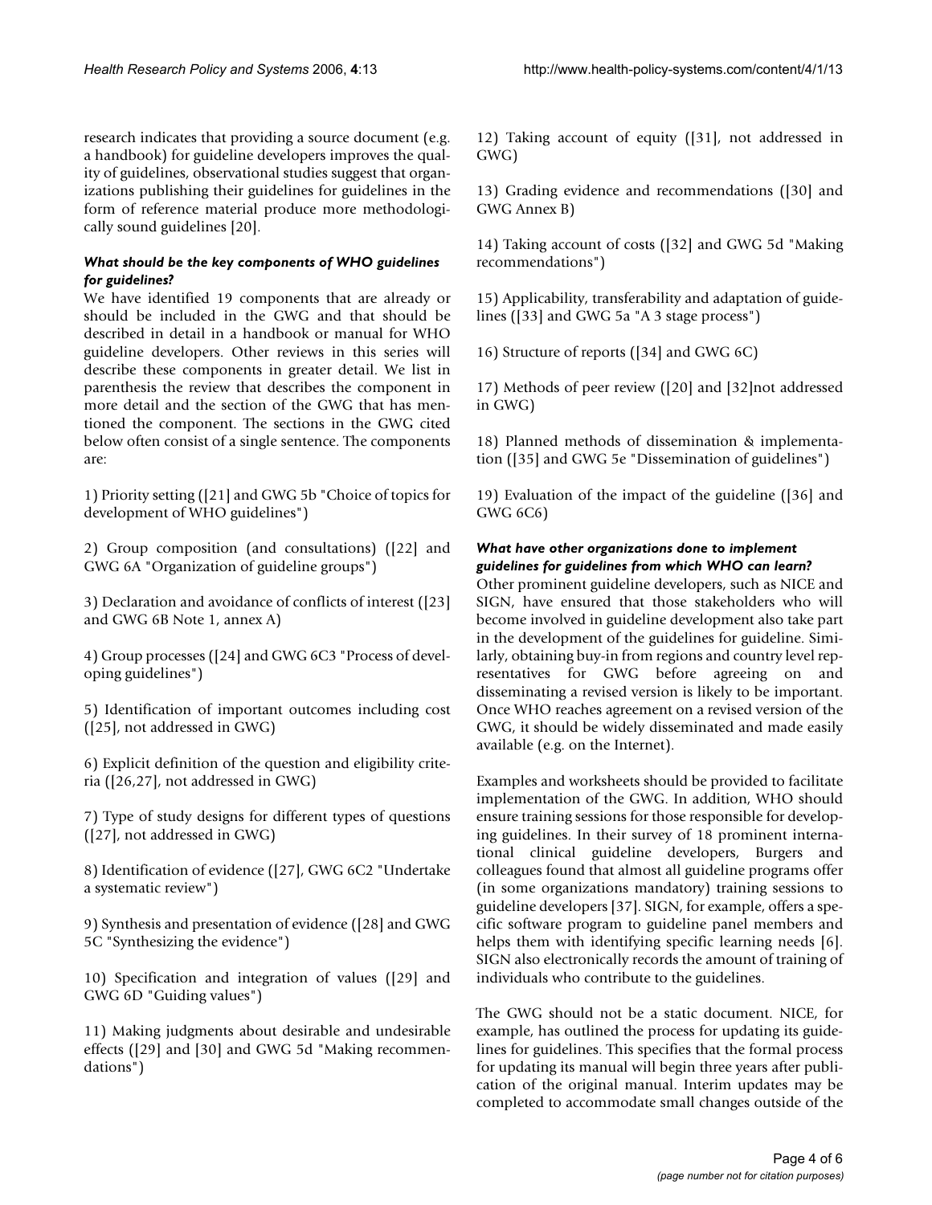research indicates that providing a source document (e.g. a handbook) for guideline developers improves the quality of guidelines, observational studies suggest that organizations publishing their guidelines for guidelines in the form of reference material produce more methodologically sound guidelines [20].

### *What should be the key components of WHO guidelines for guidelines?*

We have identified 19 components that are already or should be included in the GWG and that should be described in detail in a handbook or manual for WHO guideline developers. Other reviews in this series will describe these components in greater detail. We list in parenthesis the review that describes the component in more detail and the section of the GWG that has mentioned the component. The sections in the GWG cited below often consist of a single sentence. The components are:

1) Priority setting ([21] and GWG 5b "Choice of topics for development of WHO guidelines")

2) Group composition (and consultations) ([22] and GWG 6A "Organization of guideline groups")

3) Declaration and avoidance of conflicts of interest ([23] and GWG 6B Note 1, annex A)

4) Group processes ([24] and GWG 6C3 "Process of developing guidelines")

5) Identification of important outcomes including cost ([25], not addressed in GWG)

6) Explicit definition of the question and eligibility criteria ([26,27], not addressed in GWG)

7) Type of study designs for different types of questions ([27], not addressed in GWG)

8) Identification of evidence ([27], GWG 6C2 "Undertake a systematic review")

9) Synthesis and presentation of evidence ([28] and GWG 5C "Synthesizing the evidence")

10) Specification and integration of values ([29] and GWG 6D "Guiding values")

11) Making judgments about desirable and undesirable effects ([29] and [30] and GWG 5d "Making recommendations")

12) Taking account of equity ([31], not addressed in GWG)

13) Grading evidence and recommendations ([30] and GWG Annex B)

14) Taking account of costs ([32] and GWG 5d "Making recommendations")

15) Applicability, transferability and adaptation of guidelines ([33] and GWG 5a "A 3 stage process")

16) Structure of reports ([34] and GWG 6C)

17) Methods of peer review ([20] and [32]not addressed in GWG)

18) Planned methods of dissemination & implementation ([35] and GWG 5e "Dissemination of guidelines")

19) Evaluation of the impact of the guideline ([36] and GWG 6C6)

### *What have other organizations done to implement guidelines for guidelines from which WHO can learn?*

Other prominent guideline developers, such as NICE and SIGN, have ensured that those stakeholders who will become involved in guideline development also take part in the development of the guidelines for guideline. Similarly, obtaining buy-in from regions and country level representatives for GWG before agreeing on and disseminating a revised version is likely to be important. Once WHO reaches agreement on a revised version of the GWG, it should be widely disseminated and made easily available (e.g. on the Internet).

Examples and worksheets should be provided to facilitate implementation of the GWG. In addition, WHO should ensure training sessions for those responsible for developing guidelines. In their survey of 18 prominent international clinical guideline developers, Burgers and colleagues found that almost all guideline programs offer (in some organizations mandatory) training sessions to guideline developers [37]. SIGN, for example, offers a specific software program to guideline panel members and helps them with identifying specific learning needs [6]. SIGN also electronically records the amount of training of individuals who contribute to the guidelines.

The GWG should not be a static document. NICE, for example, has outlined the process for updating its guidelines for guidelines. This specifies that the formal process for updating its manual will begin three years after publication of the original manual. Interim updates may be completed to accommodate small changes outside of the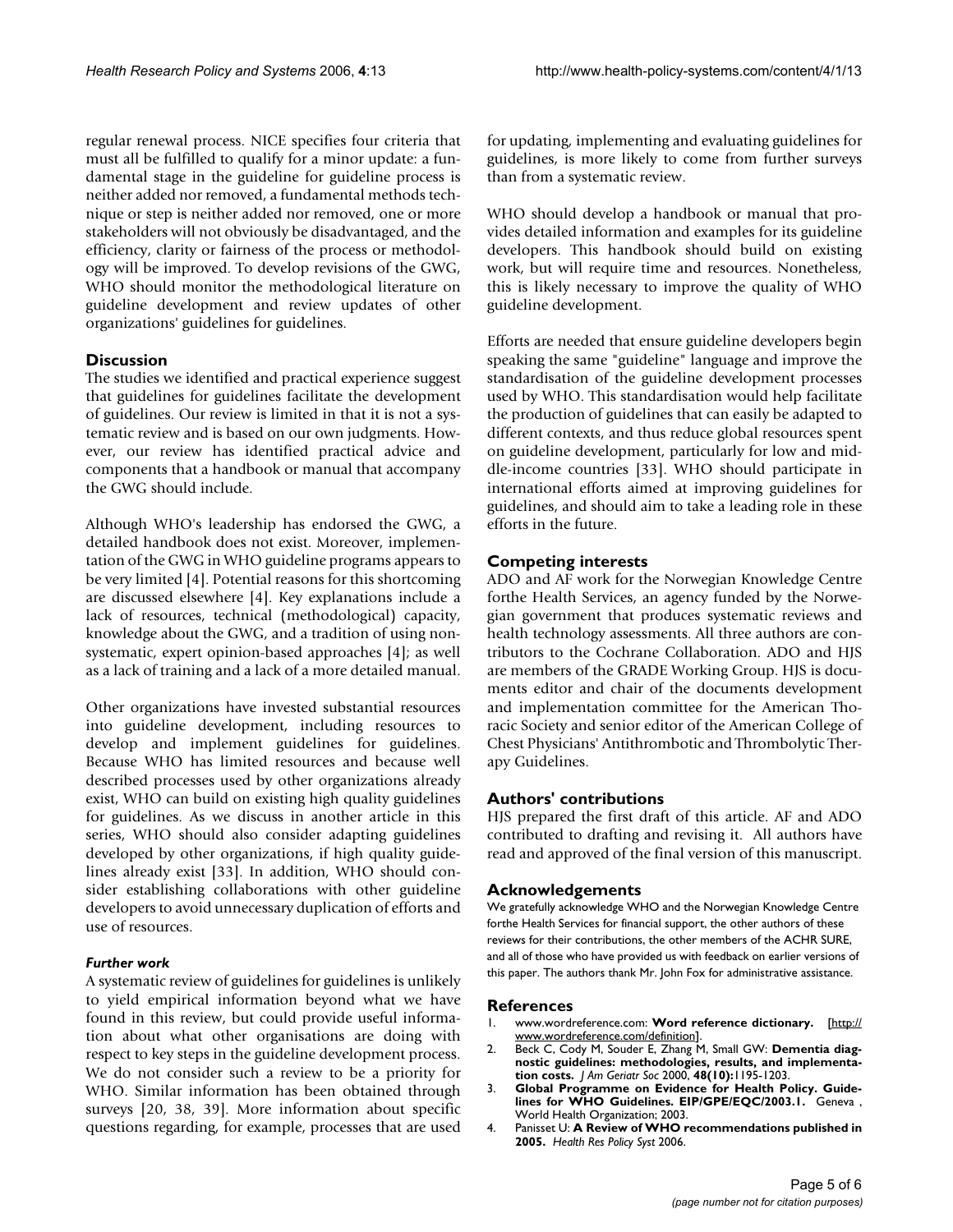regular renewal process. NICE specifies four criteria that must all be fulfilled to qualify for a minor update: a fundamental stage in the guideline for guideline process is neither added nor removed, a fundamental methods technique or step is neither added nor removed, one or more stakeholders will not obviously be disadvantaged, and the efficiency, clarity or fairness of the process or methodology will be improved. To develop revisions of the GWG, WHO should monitor the methodological literature on guideline development and review updates of other organizations' guidelines for guidelines.

## Discussion

The studies we identified and practical experience suggest that guidelines for guidelines facilitate the development of guidelines. Our review is limited in that it is not a systematic review and is based on our own judgments. However, our review has identified practical advice and components that a handbook or manual that accompany the GWG should include.

Although WHO's leadership has endorsed the GWG, a detailed handbook does not exist. Moreover, implementation of the GWG in WHO guideline programs appears to be very limited [4]. Potential reasons for this shortcoming are discussed elsewhere [4]. Key explanations include a lack of resources, technical (methodological) capacity, knowledge about the GWG, and a tradition of using non-systematic, expert opinion-based approaches [4]; as well as a lack of training and a lack of a more detailed manual.

Other organizations have invested substantial resources into guideline development, including resources to develop and implement guidelines for guidelines. Because WHO has limited resources and because well described processes used by other organizations already exist, WHO can build on existing high quality guidelines for guidelines. As we discuss in another article in this series, WHO should also consider adapting guidelines developed by other organizations, if high quality guidelines already exist [33]. In addition, WHO should consider establishing collaborations with other guideline developers to avoid unnecessary duplication of efforts and use of resources.

### *Further work*

A systematic review of guidelines for guidelines is unlikely to yield empirical information beyond what we have found in this review, but could provide useful information about what other organisations are doing with respect to key steps in the guideline development process. We do not consider such a review to be a priority for WHO. Similar information has been obtained through surveys [20, 38, 39]. More information about specific questions regarding, for example, processes that are used for updating, implementing and evaluating guidelines for guidelines, is more likely to come from further surveys than from a systematic review.

WHO should develop a handbook or manual that provides detailed information and examples for its guideline developers. This handbook should build on existing work, but will require time and resources. Nonetheless, this is likely necessary to improve the quality of WHO guideline development.

Efforts are needed that ensure guideline developers begin speaking the same "guideline" language and improve the standardisation of the guideline development processes used by WHO. This standardisation would help facilitate the production of guidelines that can easily be adapted to different contexts, and thus reduce global resources spent on guideline development, particularly for low and middle-income countries [33]. WHO should participate in international efforts aimed at improving guidelines for guidelines, and should aim to take a leading role in these efforts in the future.

## Competing interests

ADO and AF work for the Norwegian Knowledge Centre forthe Health Services, an agency funded by the Norwegian government that produces systematic reviews and health technology assessments. All three authors are contributors to the Cochrane Collaboration. ADO and HJS are members of the GRADE Working Group. HJS is documents editor and chair of the documents development and implementation committee for the American Thoracic Society and senior editor of the American College of Chest Physicians' Antithrombotic and Thrombolytic Therapy Guidelines.

## Authors' contributions

HJS prepared the first draft of this article. AF and ADO contributed to drafting and revising it. All authors have read and approved of the final version of this manuscript.

## Acknowledgements

We gratefully acknowledge WHO and the Norwegian Knowledge Centre forthe Health Services for financial support, the other authors of these reviews for their contributions, the other members of the ACHR SURE, and all of those who have provided us with feedback on earlier versions of this paper. The authors thank Mr. John Fox for administrative assistance.

## References

1. www.wordreference.com: **Word reference dictionary.** [http://www.wordreference.com/definition].
2. Beck C, Cody M, Souder E, Zhang M, Small GW: **Dementia diagnostic guidelines: methodologies, results, and implementation costs.** *J Am Geriatr Soc* 2000, **48(10):**1195-1203.
3. **Global Programme on Evidence for Health Policy. Guidelines for WHO Guidelines. EIP/GPE/EQC/2003.1.** Geneva , World Health Organization; 2003.
4. Panisset U: **A Review of WHO recommendations published in 2005.** *Health Res Policy Syst* 2006.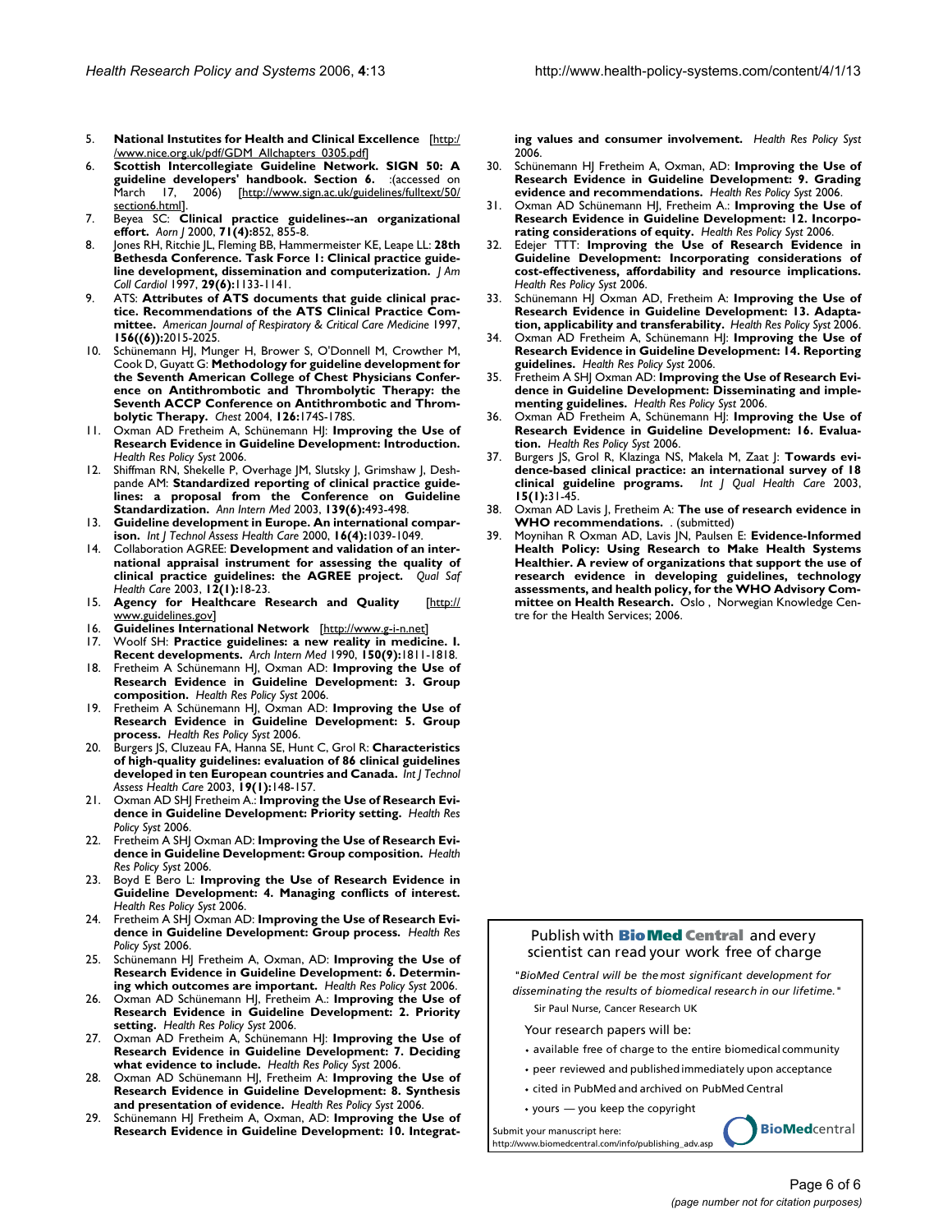5. **National Instutites for Health and Clinical Excellence** [http://www.nice.org.uk/pdf/GDM_Allchapters_0305.pdf]
6. **Scottish Intercollegiate Guideline Network. SIGN 50: A guideline developers' handbook. Section 6.** :(accessed on March 17, 2006) [http://www.sign.ac.uk/guidelines/fulltext/50/section6.html].
7. Beyea SC: **Clinical practice guidelines--an organizational effort.** *Aorn J* 2000, **71(4):**852, 855-8.
8. Jones RH, Ritchie JL, Fleming BB, Hammermeister KE, Leape LL: **28th Bethesda Conference. Task Force 1: Clinical practice guideline development, dissemination and computerization.** *J Am Coll Cardiol* 1997, **29(6):**1133-1141.
9. ATS: **Attributes of ATS documents that guide clinical practice. Recommendations of the ATS Clinical Practice Committee.** *American Journal of Respiratory & Critical Care Medicine* 1997, **156((6)):**2015-2025.
10. Schünemann HJ, Munger H, Brower S, O'Donnell M, Crowther M, Cook D, Guyatt G: **Methodology for guideline development for the Seventh American College of Chest Physicians Conference on Antithrombotic and Thrombolytic Therapy: the Seventh ACCP Conference on Antithrombotic and Thrombolytic Therapy.** *Chest* 2004, **126:**174S-178S.
11. Oxman AD Fretheim A, Schünemann HJ: **Improving the Use of Research Evidence in Guideline Development: Introduction.** *Health Res Policy Syst* 2006.
12. Shiffman RN, Shekelle P, Overhage JM, Slutsky J, Grimshaw J, Deshpande AM: **Standardized reporting of clinical practice guidelines: a proposal from the Conference on Guideline Standardization.** *Ann Intern Med* 2003, **139(6):**493-498.
13. **Guideline development in Europe. An international comparison.** *Int J Technol Assess Health Care* 2000, **16(4):**1039-1049.
14. Collaboration AGREE: **Development and validation of an international appraisal instrument for assessing the quality of clinical practice guidelines: the AGREE project.** *Qual Saf Health Care* 2003, **12(1):**18-23.
15. **Agency for Healthcare Research and Quality** [http://www.guidelines.gov]
16. **Guidelines International Network** [http://www.g-i-n.net]
17. Woolf SH: **Practice guidelines: a new reality in medicine. I. Recent developments.** *Arch Intern Med* 1990, **150(9):**1811-1818.
18. Fretheim A Schünemann HJ, Oxman AD: **Improving the Use of Research Evidence in Guideline Development: 3. Group composition.** *Health Res Policy Syst* 2006.
19. Fretheim A Schünemann HJ, Oxman AD: **Improving the Use of Research Evidence in Guideline Development: 5. Group process.** *Health Res Policy Syst* 2006.
20. Burgers JS, Cluzeau FA, Hanna SE, Hunt C, Grol R: **Characteristics of high-quality guidelines: evaluation of 86 clinical guidelines developed in ten European countries and Canada.** *Int J Technol Assess Health Care* 2003, **19(1):**148-157.
21. Oxman AD SHJ Fretheim A.: **Improving the Use of Research Evidence in Guideline Development: Priority setting.** *Health Res Policy Syst* 2006.
22. Fretheim A SHJ Oxman AD: **Improving the Use of Research Evidence in Guideline Development: Group composition.** *Health Res Policy Syst* 2006.
23. Boyd E Bero L: **Improving the Use of Research Evidence in Guideline Development: 4. Managing conflicts of interest.** *Health Res Policy Syst* 2006.
24. Fretheim A SHJ Oxman AD: **Improving the Use of Research Evidence in Guideline Development: Group process.** *Health Res Policy Syst* 2006.
25. Schünemann HJ Fretheim A, Oxman, AD: **Improving the Use of Research Evidence in Guideline Development: 6. Determining which outcomes are important.** *Health Res Policy Syst* 2006.
26. Oxman AD Schünemann HJ, Fretheim A.: **Improving the Use of Research Evidence in Guideline Development: 2. Priority setting.** *Health Res Policy Syst* 2006.
27. Oxman AD Fretheim A, Schünemann HJ: **Improving the Use of Research Evidence in Guideline Development: 7. Deciding what evidence to include.** *Health Res Policy Syst* 2006.
28. Oxman AD Schünemann HJ, Fretheim A: **Improving the Use of Research Evidence in Guideline Development: 8. Synthesis and presentation of evidence.** *Health Res Policy Syst* 2006.
29. Schünemann HJ Fretheim A, Oxman, AD: **Improving the Use of Research Evidence in Guideline Development: 10. Integrating values and consumer involvement.** *Health Res Policy Syst* 2006.
30. Schünemann HJ Fretheim A, Oxman, AD: **Improving the Use of Research Evidence in Guideline Development: 9. Grading evidence and recommendations.** *Health Res Policy Syst* 2006.
31. Oxman AD Schünemann HJ, Fretheim A.: **Improving the Use of Research Evidence in Guideline Development: 12. Incorporating considerations of equity.** *Health Res Policy Syst* 2006.
32. Edejer TTT: **Improving the Use of Research Evidence in Guideline Development: Incorporating considerations of cost-effectiveness, affordability and resource implications.** *Health Res Policy Syst* 2006.
33. Schünemann HJ Oxman AD, Fretheim A: **Improving the Use of Research Evidence in Guideline Development: 13. Adaptation, applicability and transferability.** *Health Res Policy Syst* 2006.
34. Oxman AD Fretheim A, Schünemann HJ: **Improving the Use of Research Evidence in Guideline Development: 14. Reporting guidelines.** *Health Res Policy Syst* 2006.
35. Fretheim A SHJ Oxman AD: **Improving the Use of Research Evidence in Guideline Development: Disseminating and implementing guidelines.** *Health Res Policy Syst* 2006.
36. Oxman AD Fretheim A, Schünemann HJ: **Improving the Use of Research Evidence in Guideline Development: 16. Evaluation.** *Health Res Policy Syst* 2006.
37. Burgers JS, Grol R, Klazinga NS, Makela M, Zaat J: **Towards evidence-based clinical practice: an international survey of 18 clinical guideline programs.** *Int J Qual Health Care* 2003, **15(1):**31-45.
38. Oxman AD Lavis J, Fretheim A: **The use of research evidence in WHO recommendations.** . (submitted)
39. Moynihan R Oxman AD, Lavis JN, Paulsen E: **Evidence-Informed Health Policy: Using Research to Make Health Systems Healthier. A review of organizations that support the use of research evidence in developing guidelines, technology assessments, and health policy, for the WHO Advisory Committee on Health Research.** Oslo , Norwegian Knowledge Centre for the Health Services; 2006.

Publish with **BioMed Central** and every scientist can read your work free of charge

*"BioMed Central will be the most significant development for disseminating the results of biomedical research in our lifetime."*

Sir Paul Nurse, Cancer Research UK

Your research papers will be:

- available free of charge to the entire biomedical community
- peer reviewed and published immediately upon acceptance
- cited in PubMed and archived on PubMed Central
- yours — you keep the copyright

Submit your manuscript here:
http://www.biomedcentral.com/info/publishing_adv.asp

BioMedcentral